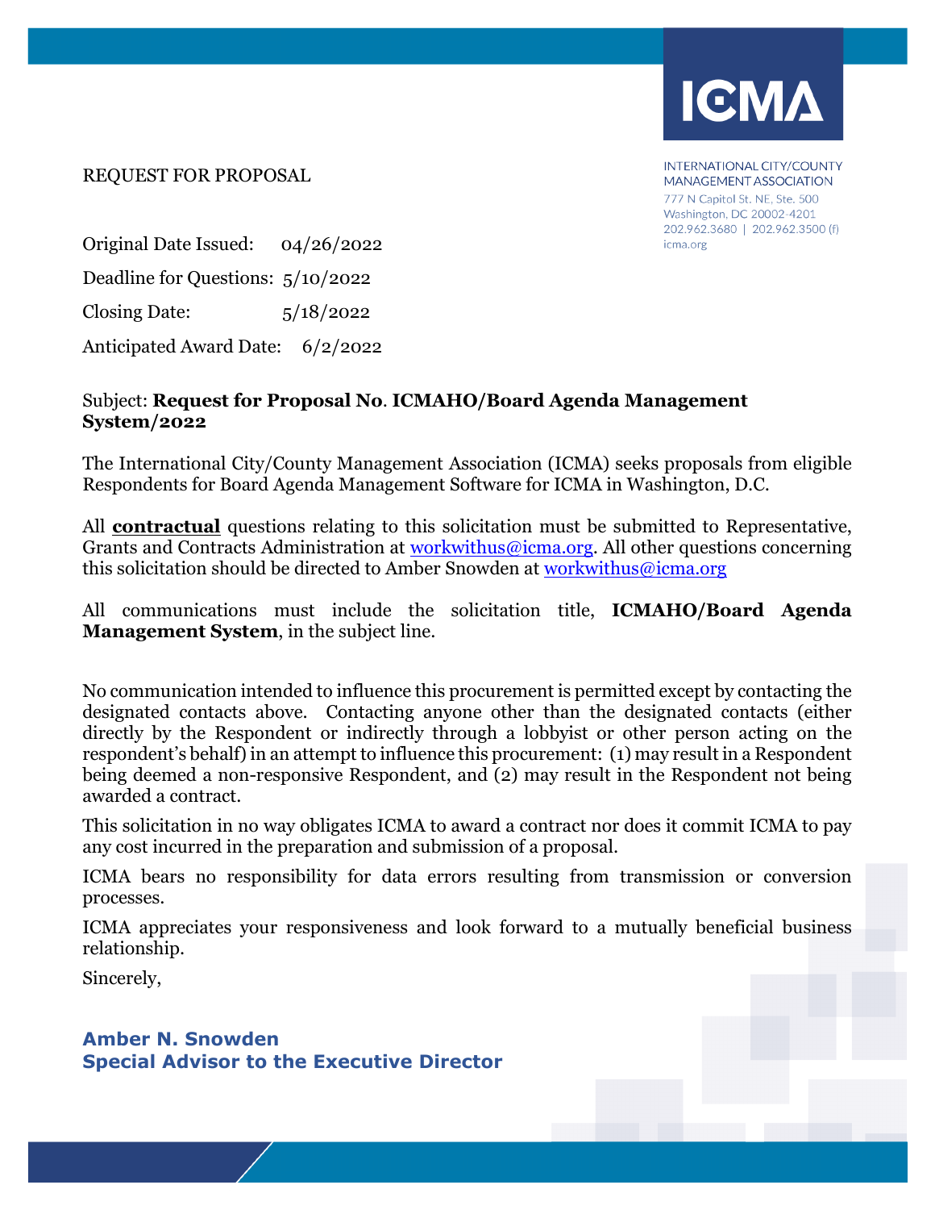ICMA

INTERNATIONAL CITY/COUNTY MANAGEMENT ASSOCIATION
777 N Capitol St. NE, Ste. 500
Washington, DC 20002-4201
202.962.3680 | 202.962.3500 (f)
icma.org

REQUEST FOR PROPOSAL

Original Date Issued: 04/26/2022

Deadline for Questions: 5/10/2022

Closing Date: 5/18/2022

Anticipated Award Date: 6/2/2022

Subject: **Request for Proposal No. ICMAHO/Board Agenda Management System/2022**

The International City/County Management Association (ICMA) seeks proposals from eligible Respondents for Board Agenda Management Software for ICMA in Washington, D.C.

All **contractual** questions relating to this solicitation must be submitted to Representative, Grants and Contracts Administration at workwithus@icma.org. All other questions concerning this solicitation should be directed to Amber Snowden at workwithus@icma.org

All communications must include the solicitation title, **ICMAHO/Board Agenda Management System**, in the subject line.

No communication intended to influence this procurement is permitted except by contacting the designated contacts above. Contacting anyone other than the designated contacts (either directly by the Respondent or indirectly through a lobbyist or other person acting on the respondent's behalf) in an attempt to influence this procurement: (1) may result in a Respondent being deemed a non-responsive Respondent, and (2) may result in the Respondent not being awarded a contract.

This solicitation in no way obligates ICMA to award a contract nor does it commit ICMA to pay any cost incurred in the preparation and submission of a proposal.

ICMA bears no responsibility for data errors resulting from transmission or conversion processes.

ICMA appreciates your responsiveness and look forward to a mutually beneficial business relationship.

Sincerely,

**Amber N. Snowden**
**Special Advisor to the Executive Director**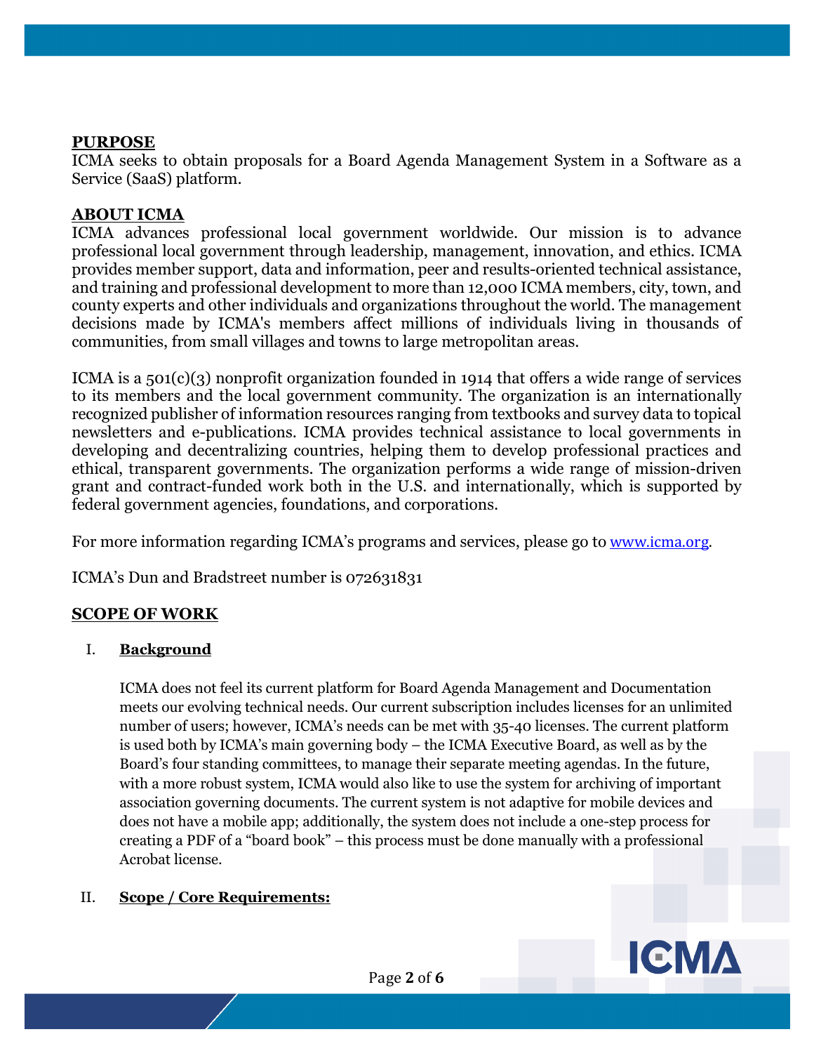## PURPOSE

ICMA seeks to obtain proposals for a Board Agenda Management System in a Software as a Service (SaaS) platform.

## ABOUT ICMA

ICMA advances professional local government worldwide. Our mission is to advance professional local government through leadership, management, innovation, and ethics. ICMA provides member support, data and information, peer and results-oriented technical assistance, and training and professional development to more than 12,000 ICMA members, city, town, and county experts and other individuals and organizations throughout the world. The management decisions made by ICMA's members affect millions of individuals living in thousands of communities, from small villages and towns to large metropolitan areas.

ICMA is a 501(c)(3) nonprofit organization founded in 1914 that offers a wide range of services to its members and the local government community. The organization is an internationally recognized publisher of information resources ranging from textbooks and survey data to topical newsletters and e-publications. ICMA provides technical assistance to local governments in developing and decentralizing countries, helping them to develop professional practices and ethical, transparent governments. The organization performs a wide range of mission-driven grant and contract-funded work both in the U.S. and internationally, which is supported by federal government agencies, foundations, and corporations.

For more information regarding ICMA's programs and services, please go to www.icma.org.

ICMA's Dun and Bradstreet number is 072631831

## SCOPE OF WORK

### I. Background

ICMA does not feel its current platform for Board Agenda Management and Documentation meets our evolving technical needs. Our current subscription includes licenses for an unlimited number of users; however, ICMA's needs can be met with 35-40 licenses. The current platform is used both by ICMA's main governing body – the ICMA Executive Board, as well as by the Board's four standing committees, to manage their separate meeting agendas. In the future, with a more robust system, ICMA would also like to use the system for archiving of important association governing documents. The current system is not adaptive for mobile devices and does not have a mobile app; additionally, the system does not include a one-step process for creating a PDF of a "board book" – this process must be done manually with a professional Acrobat license.

### II. Scope / Core Requirements: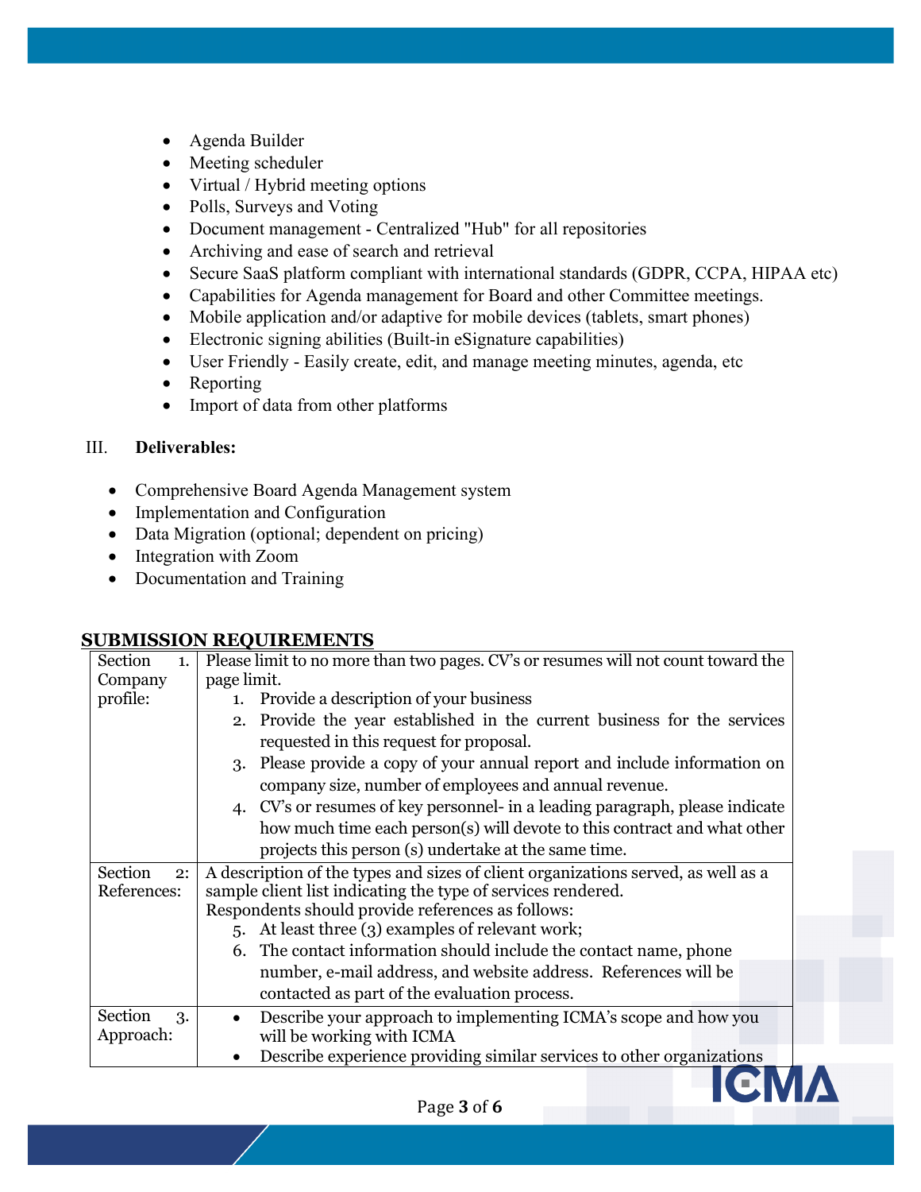- Agenda Builder
- Meeting scheduler
- Virtual / Hybrid meeting options
- Polls, Surveys and Voting
- Document management - Centralized "Hub" for all repositories
- Archiving and ease of search and retrieval
- Secure SaaS platform compliant with international standards (GDPR, CCPA, HIPAA etc)
- Capabilities for Agenda management for Board and other Committee meetings.
- Mobile application and/or adaptive for mobile devices (tablets, smart phones)
- Electronic signing abilities (Built-in eSignature capabilities)
- User Friendly - Easily create, edit, and manage meeting minutes, agenda, etc
- Reporting
- Import of data from other platforms

## III. Deliverables:

- Comprehensive Board Agenda Management system
- Implementation and Configuration
- Data Migration (optional; dependent on pricing)
- Integration with Zoom
- Documentation and Training

## SUBMISSION REQUIREMENTS

| Section | Requirements |
|---|---|
| Section 1. Company profile: | Please limit to no more than two pages. CV's or resumes will not count toward the page limit.<br>1. Provide a description of your business<br>2. Provide the year established in the current business for the services requested in this request for proposal.<br>3. Please provide a copy of your annual report and include information on company size, number of employees and annual revenue.<br>4. CV's or resumes of key personnel- in a leading paragraph, please indicate how much time each person(s) will devote to this contract and what other projects this person (s) undertake at the same time. |
| Section 2: References: | A description of the types and sizes of client organizations served, as well as a sample client list indicating the type of services rendered.<br>Respondents should provide references as follows:<br>5. At least three (3) examples of relevant work;<br>6. The contact information should include the contact name, phone number, e-mail address, and website address. References will be contacted as part of the evaluation process. |
| Section 3. Approach: | • Describe your approach to implementing ICMA's scope and how you will be working with ICMA<br>• Describe experience providing similar services to other organizations |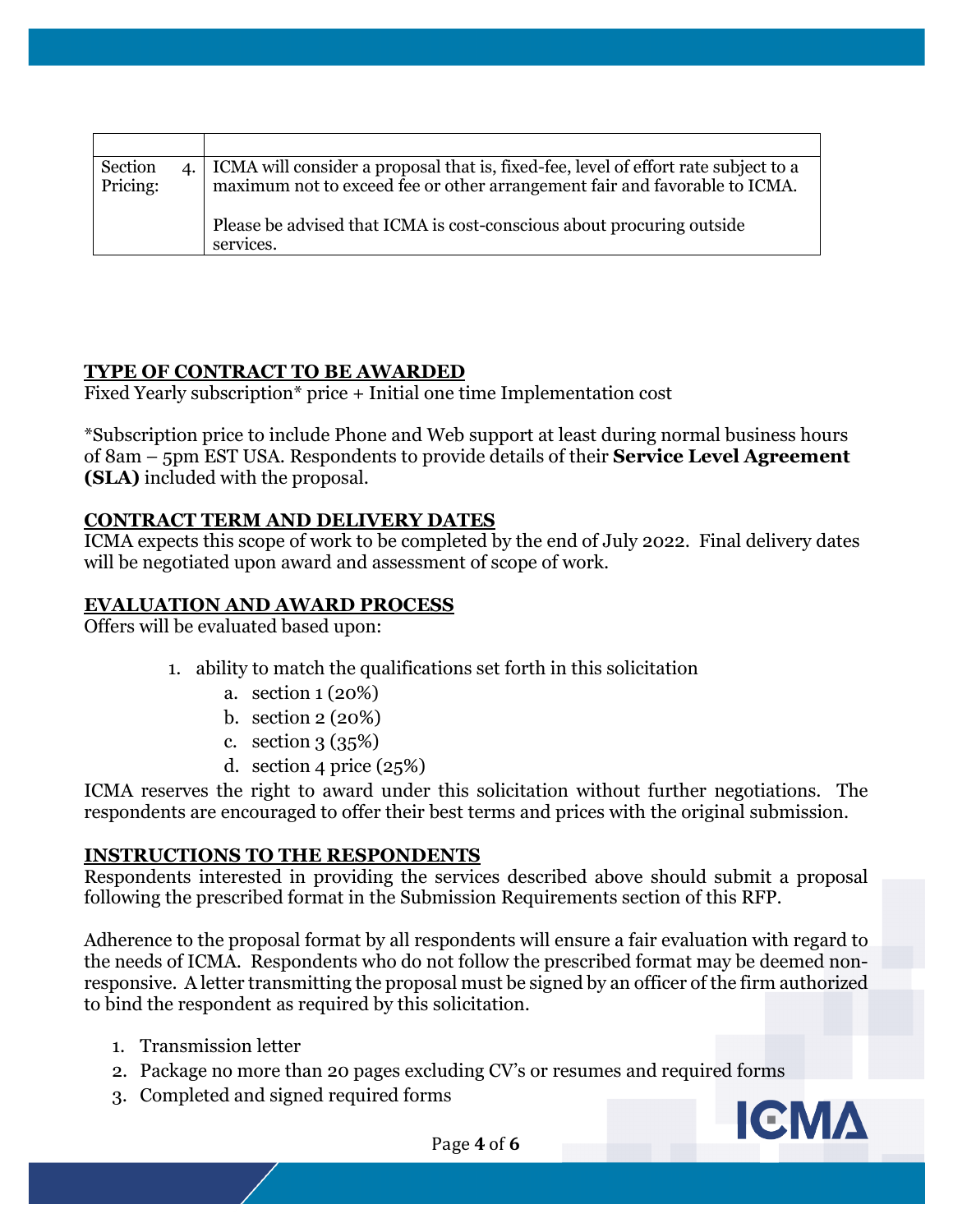| | |
|---|---|
| Section 4. Pricing: | ICMA will consider a proposal that is, fixed-fee, level of effort rate subject to a maximum not to exceed fee or other arrangement fair and favorable to ICMA.<br><br>Please be advised that ICMA is cost-conscious about procuring outside services. |

## TYPE OF CONTRACT TO BE AWARDED

Fixed Yearly subscription* price + Initial one time Implementation cost

*Subscription price to include Phone and Web support at least during normal business hours of 8am – 5pm EST USA. Respondents to provide details of their **Service Level Agreement (SLA)** included with the proposal.

## CONTRACT TERM AND DELIVERY DATES

ICMA expects this scope of work to be completed by the end of July 2022. Final delivery dates will be negotiated upon award and assessment of scope of work.

## EVALUATION AND AWARD PROCESS

Offers will be evaluated based upon:

1. ability to match the qualifications set forth in this solicitation
    a. section 1 (20%)
    b. section 2 (20%)
    c. section 3 (35%)
    d. section 4 price (25%)

ICMA reserves the right to award under this solicitation without further negotiations. The respondents are encouraged to offer their best terms and prices with the original submission.

## INSTRUCTIONS TO THE RESPONDENTS

Respondents interested in providing the services described above should submit a proposal following the prescribed format in the Submission Requirements section of this RFP.

Adherence to the proposal format by all respondents will ensure a fair evaluation with regard to the needs of ICMA. Respondents who do not follow the prescribed format may be deemed non-responsive. A letter transmitting the proposal must be signed by an officer of the firm authorized to bind the respondent as required by this solicitation.

1. Transmission letter
2. Package no more than 20 pages excluding CV's or resumes and required forms
3. Completed and signed required forms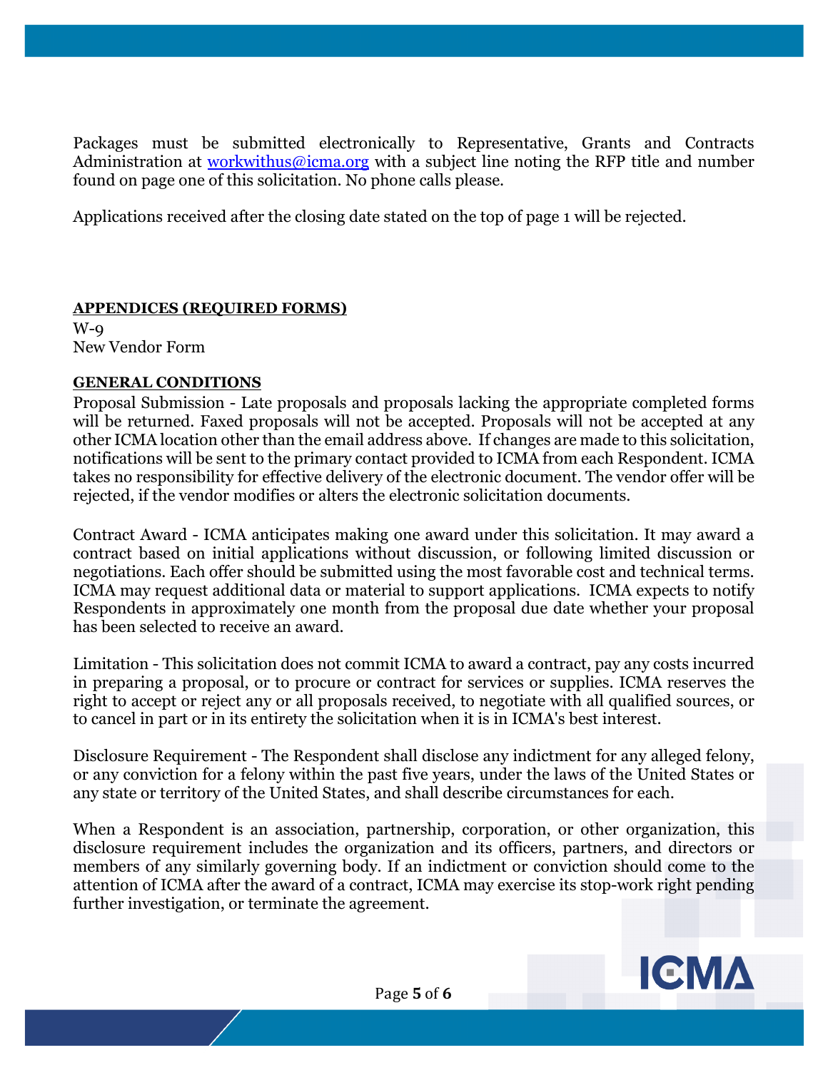Packages must be submitted electronically to Representative, Grants and Contracts Administration at [workwithus@icma.org](mailto:workwithus@icma.org) with a subject line noting the RFP title and number found on page one of this solicitation. No phone calls please.

Applications received after the closing date stated on the top of page 1 will be rejected.

**APPENDICES (REQUIRED FORMS)**

W-9
New Vendor Form

**GENERAL CONDITIONS**

Proposal Submission - Late proposals and proposals lacking the appropriate completed forms will be returned. Faxed proposals will not be accepted. Proposals will not be accepted at any other ICMA location other than the email address above. If changes are made to this solicitation, notifications will be sent to the primary contact provided to ICMA from each Respondent. ICMA takes no responsibility for effective delivery of the electronic document. The vendor offer will be rejected, if the vendor modifies or alters the electronic solicitation documents.

Contract Award - ICMA anticipates making one award under this solicitation. It may award a contract based on initial applications without discussion, or following limited discussion or negotiations. Each offer should be submitted using the most favorable cost and technical terms. ICMA may request additional data or material to support applications. ICMA expects to notify Respondents in approximately one month from the proposal due date whether your proposal has been selected to receive an award.

Limitation - This solicitation does not commit ICMA to award a contract, pay any costs incurred in preparing a proposal, or to procure or contract for services or supplies. ICMA reserves the right to accept or reject any or all proposals received, to negotiate with all qualified sources, or to cancel in part or in its entirety the solicitation when it is in ICMA's best interest.

Disclosure Requirement - The Respondent shall disclose any indictment for any alleged felony, or any conviction for a felony within the past five years, under the laws of the United States or any state or territory of the United States, and shall describe circumstances for each.

When a Respondent is an association, partnership, corporation, or other organization, this disclosure requirement includes the organization and its officers, partners, and directors or members of any similarly governing body. If an indictment or conviction should come to the attention of ICMA after the award of a contract, ICMA may exercise its stop-work right pending further investigation, or terminate the agreement.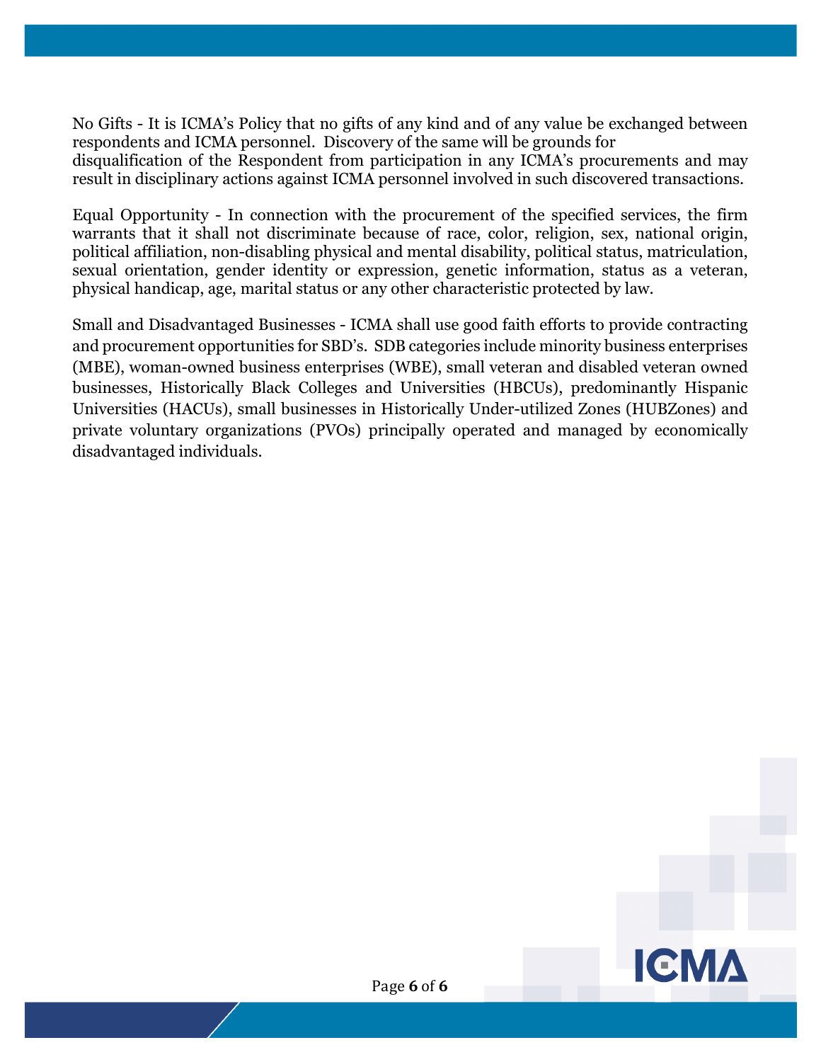No Gifts - It is ICMA's Policy that no gifts of any kind and of any value be exchanged between respondents and ICMA personnel. Discovery of the same will be grounds for disqualification of the Respondent from participation in any ICMA's procurements and may result in disciplinary actions against ICMA personnel involved in such discovered transactions.

Equal Opportunity - In connection with the procurement of the specified services, the firm warrants that it shall not discriminate because of race, color, religion, sex, national origin, political affiliation, non-disabling physical and mental disability, political status, matriculation, sexual orientation, gender identity or expression, genetic information, status as a veteran, physical handicap, age, marital status or any other characteristic protected by law.

Small and Disadvantaged Businesses - ICMA shall use good faith efforts to provide contracting and procurement opportunities for SBD's. SDB categories include minority business enterprises (MBE), woman-owned business enterprises (WBE), small veteran and disabled veteran owned businesses, Historically Black Colleges and Universities (HBCUs), predominantly Hispanic Universities (HACUs), small businesses in Historically Under-utilized Zones (HUBZones) and private voluntary organizations (PVOs) principally operated and managed by economically disadvantaged individuals.